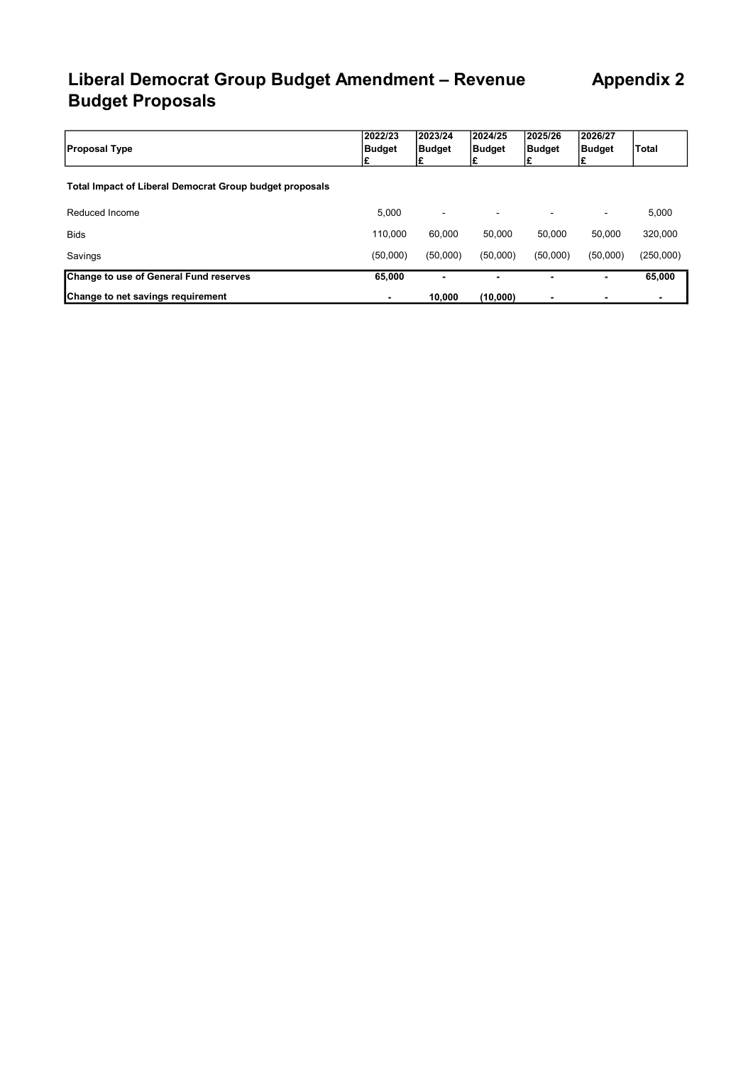# Liberal Democrat Group Budget Amendment – Revenue Budget Proposals

## Appendix 2

| Proposal Type | 2022/23 Budget £ | 2023/24 Budget £ | 2024/25 Budget £ | 2025/26 Budget £ | 2026/27 Budget £ | Total |
|---|---|---|---|---|---|---|
| **Total Impact of Liberal Democrat Group budget proposals** | | | | | | |
| Reduced Income | 5,000 | - | - | - | - | 5,000 |
| Bids | 110,000 | 60,000 | 50,000 | 50,000 | 50,000 | 320,000 |
| Savings | (50,000) | (50,000) | (50,000) | (50,000) | (50,000) | (250,000) |
| **Change to use of General Fund reserves** | **65,000** | **-** | **-** | **-** | **-** | **65,000** |
| **Change to net savings requirement** | **-** | **10,000** | **(10,000)** | **-** | **-** | **-** |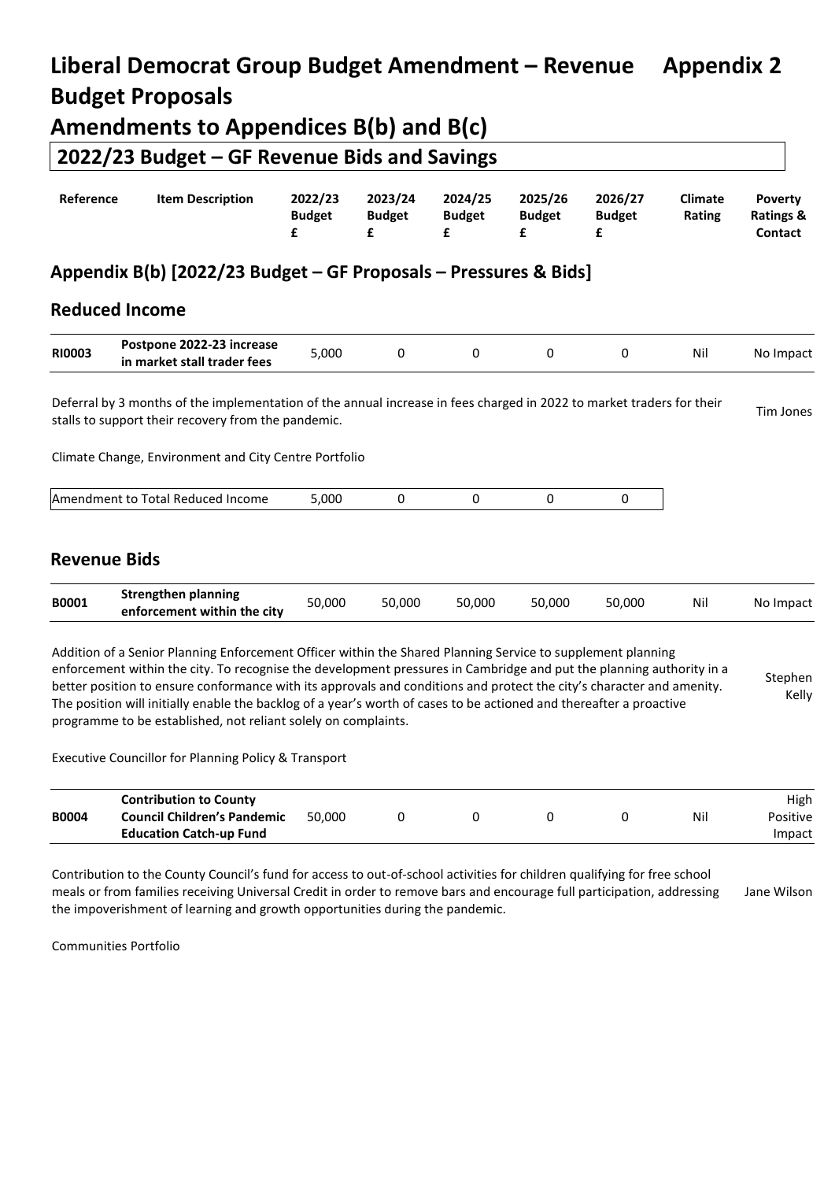# Liberal Democrat Group Budget Amendment – Revenue Budget Proposals

**Appendix 2**

# Amendments to Appendices B(b) and B(c)

## 2022/23 Budget – GF Revenue Bids and Savings

| Reference | Item Description | 2022/23 Budget £ | 2023/24 Budget £ | 2024/25 Budget £ | 2025/26 Budget £ | 2026/27 Budget £ | Climate Rating | Poverty Ratings & Contact |
|---|---|---|---|---|---|---|---|---|

## Appendix B(b) [2022/23 Budget – GF Proposals – Pressures & Bids]

### Reduced Income

| Reference | Item Description | 2022/23 Budget £ | 2023/24 Budget £ | 2024/25 Budget £ | 2025/26 Budget £ | 2026/27 Budget £ | Climate Rating | Poverty Ratings & Contact |
|---|---|---|---|---|---|---|---|---|
| **RI0003** | **Postpone 2022-23 increase in market stall trader fees** | 5,000 | 0 | 0 | 0 | 0 | Nil | No Impact |

Deferral by 3 months of the implementation of the annual increase in fees charged in 2022 to market traders for their stalls to support their recovery from the pandemic.

Tim Jones

Climate Change, Environment and City Centre Portfolio

| Amendment to Total Reduced Income | 5,000 | 0 | 0 | 0 | 0 |
|---|---|---|---|---|---|

### Revenue Bids

| Reference | Item Description | 2022/23 Budget £ | 2023/24 Budget £ | 2024/25 Budget £ | 2025/26 Budget £ | 2026/27 Budget £ | Climate Rating | Poverty Ratings & Contact |
|---|---|---|---|---|---|---|---|---|
| **B0001** | **Strengthen planning enforcement within the city** | 50,000 | 50,000 | 50,000 | 50,000 | 50,000 | Nil | No Impact |

Addition of a Senior Planning Enforcement Officer within the Shared Planning Service to supplement planning enforcement within the city. To recognise the development pressures in Cambridge and put the planning authority in a better position to ensure conformance with its approvals and conditions and protect the city's character and amenity. The position will initially enable the backlog of a year's worth of cases to be actioned and thereafter a proactive programme to be established, not reliant solely on complaints.

Stephen Kelly

Executive Councillor for Planning Policy & Transport

| Reference | Item Description | 2022/23 Budget £ | 2023/24 Budget £ | 2024/25 Budget £ | 2025/26 Budget £ | 2026/27 Budget £ | Climate Rating | Poverty Ratings & Contact |
|---|---|---|---|---|---|---|---|---|
| **B0004** | **Contribution to County Council Children's Pandemic Education Catch-up Fund** | 50,000 | 0 | 0 | 0 | 0 | Nil | High Positive Impact |

Contribution to the County Council's fund for access to out-of-school activities for children qualifying for free school meals or from families receiving Universal Credit in order to remove bars and encourage full participation, addressing the impoverishment of learning and growth opportunities during the pandemic.

Jane Wilson

Communities Portfolio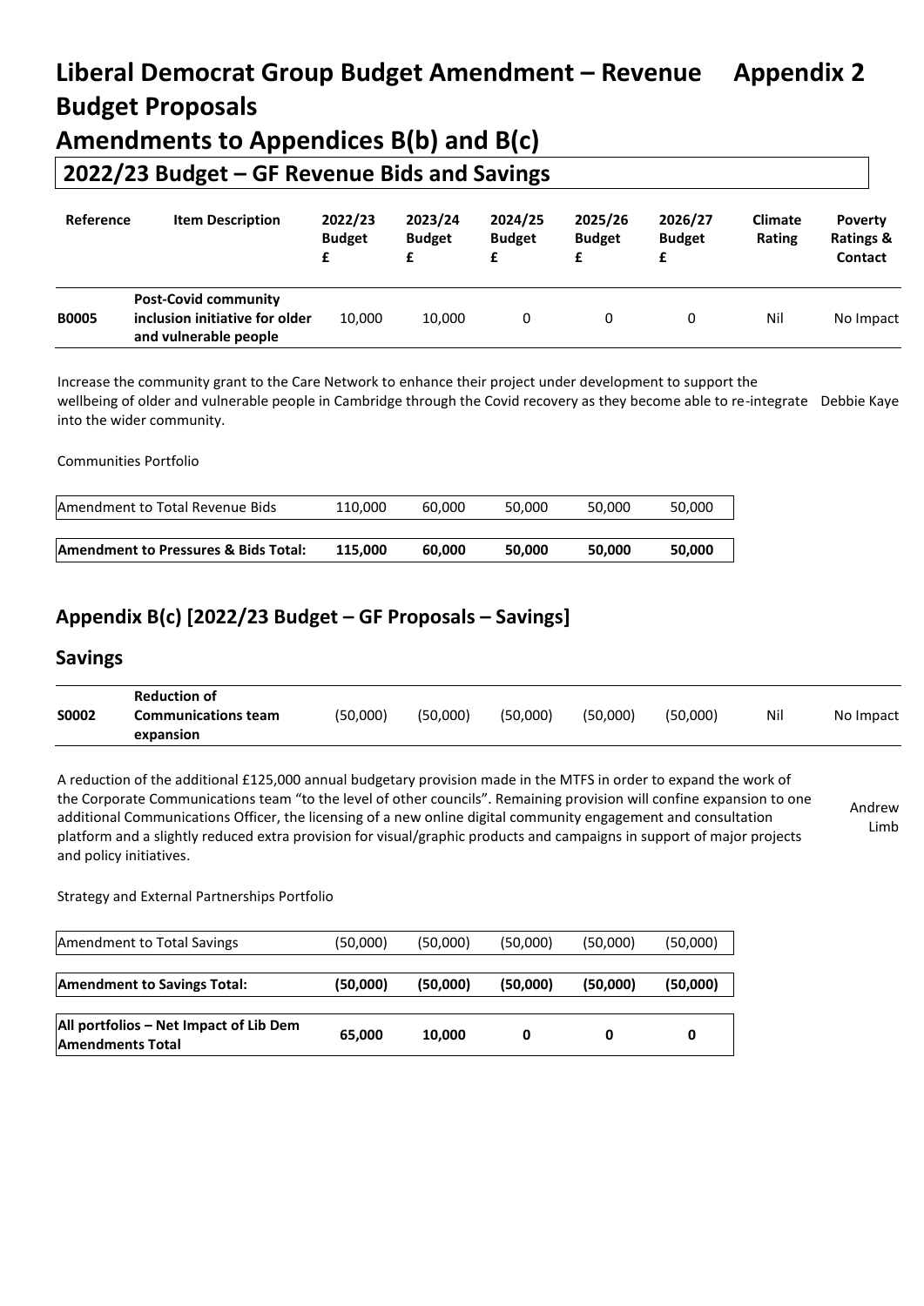# Liberal Democrat Group Budget Amendment – Revenue Budget Proposals

**Appendix 2**

# Amendments to Appendices B(b) and B(c)

## 2022/23 Budget – GF Revenue Bids and Savings

| Reference | Item Description | 2022/23 Budget £ | 2023/24 Budget £ | 2024/25 Budget £ | 2025/26 Budget £ | 2026/27 Budget £ | Climate Rating | Poverty Ratings & Contact |
|---|---|---|---|---|---|---|---|---|
| **B0005** | **Post-Covid community inclusion initiative for older and vulnerable people** | 10,000 | 10,000 | 0 | 0 | 0 | Nil | No Impact |

Increase the community grant to the Care Network to enhance their project under development to support the wellbeing of older and vulnerable people in Cambridge through the Covid recovery as they become able to re-integrate into the wider community.

Debbie Kaye

Communities Portfolio

| | | | | | |
|---|---|---|---|---|---|
| Amendment to Total Revenue Bids | 110,000 | 60,000 | 50,000 | 50,000 | 50,000 |
| **Amendment to Pressures & Bids Total:** | **115,000** | **60,000** | **50,000** | **50,000** | **50,000** |

## Appendix B(c) [2022/23 Budget – GF Proposals – Savings]

### Savings

| | | | | | | | | |
|---|---|---|---|---|---|---|---|---|
| **S0002** | **Reduction of Communications team expansion** | (50,000) | (50,000) | (50,000) | (50,000) | (50,000) | Nil | No Impact |

A reduction of the additional £125,000 annual budgetary provision made in the MTFS in order to expand the work of the Corporate Communications team "to the level of other councils". Remaining provision will confine expansion to one additional Communications Officer, the licensing of a new online digital community engagement and consultation platform and a slightly reduced extra provision for visual/graphic products and campaigns in support of major projects and policy initiatives.

Andrew Limb

Strategy and External Partnerships Portfolio

| | | | | | |
|---|---|---|---|---|---|
| Amendment to Total Savings | (50,000) | (50,000) | (50,000) | (50,000) | (50,000) |
| **Amendment to Savings Total:** | **(50,000)** | **(50,000)** | **(50,000)** | **(50,000)** | **(50,000)** |
| **All portfolios – Net Impact of Lib Dem Amendments Total** | **65,000** | **10,000** | **0** | **0** | **0** |